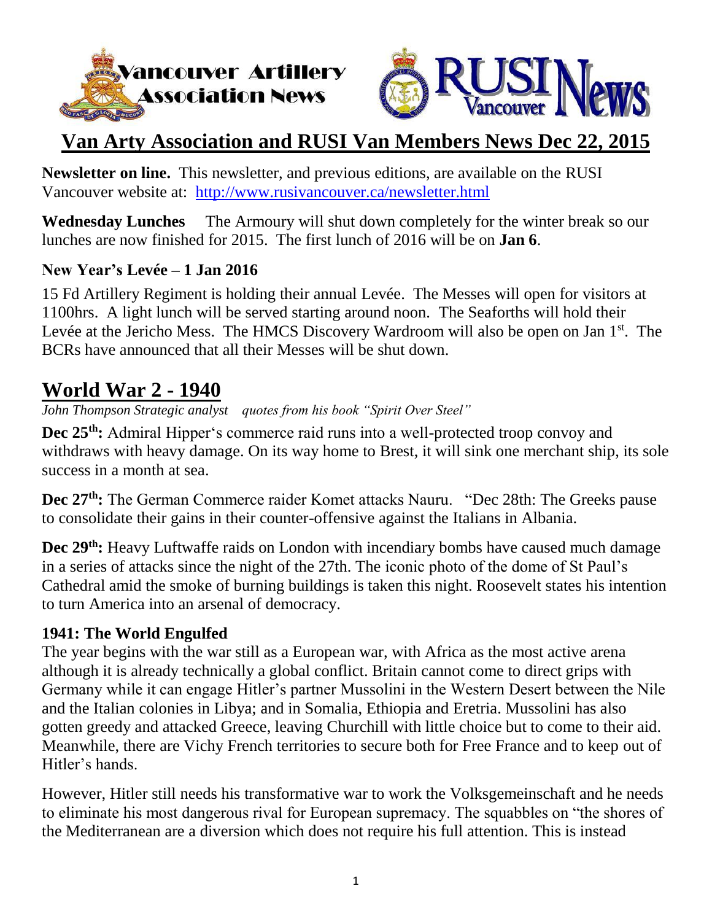Vancouver Artillery Association News

RUSI Vancouver News

# Van Arty Association and RUSI Van Members News Dec 22, 2015

**Newsletter on line.** This newsletter, and previous editions, are available on the RUSI Vancouver website at: http://www.rusivancouver.ca/newsletter.html

**Wednesday Lunches** The Armoury will shut down completely for the winter break so our lunches are now finished for 2015. The first lunch of 2016 will be on **Jan 6**.

### New Year's Levée – 1 Jan 2016

15 Fd Artillery Regiment is holding their annual Levée. The Messes will open for visitors at 1100hrs. A light lunch will be served starting around noon. The Seaforths will hold their Levée at the Jericho Mess. The HMCS Discovery Wardroom will also be open on Jan 1st. The BCRs have announced that all their Messes will be shut down.

## World War 2 - 1940

*John Thompson Strategic analyst quotes from his book "Spirit Over Steel"*

**Dec 25th:** Admiral Hipper's commerce raid runs into a well-protected troop convoy and withdraws with heavy damage. On its way home to Brest, it will sink one merchant ship, its sole success in a month at sea.

**Dec 27th:** The German Commerce raider Komet attacks Nauru. "Dec 28th: The Greeks pause to consolidate their gains in their counter-offensive against the Italians in Albania.

**Dec 29th:** Heavy Luftwaffe raids on London with incendiary bombs have caused much damage in a series of attacks since the night of the 27th. The iconic photo of the dome of St Paul's Cathedral amid the smoke of burning buildings is taken this night. Roosevelt states his intention to turn America into an arsenal of democracy.

### 1941: The World Engulfed

The year begins with the war still as a European war, with Africa as the most active arena although it is already technically a global conflict. Britain cannot come to direct grips with Germany while it can engage Hitler's partner Mussolini in the Western Desert between the Nile and the Italian colonies in Libya; and in Somalia, Ethiopia and Eretria. Mussolini has also gotten greedy and attacked Greece, leaving Churchill with little choice but to come to their aid. Meanwhile, there are Vichy French territories to secure both for Free France and to keep out of Hitler's hands.

However, Hitler still needs his transformative war to work the Volksgemeinschaft and he needs to eliminate his most dangerous rival for European supremacy. The squabbles on "the shores of the Mediterranean are a diversion which does not require his full attention. This is instead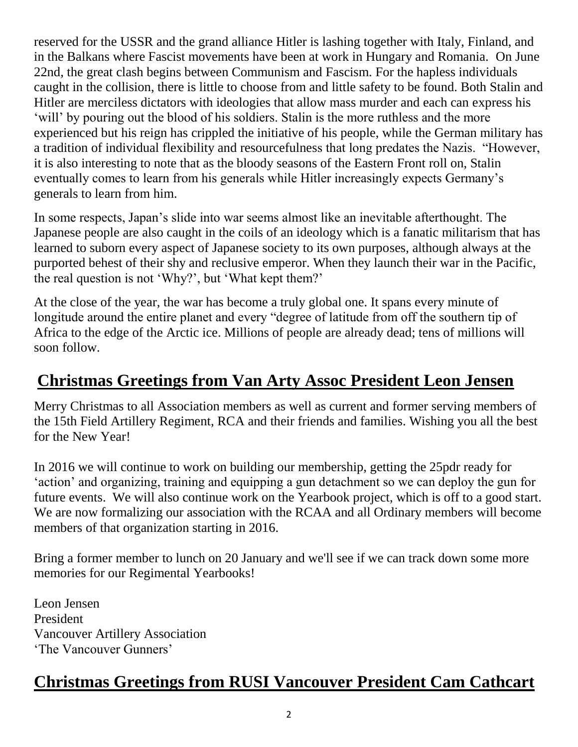reserved for the USSR and the grand alliance Hitler is lashing together with Italy, Finland, and in the Balkans where Fascist movements have been at work in Hungary and Romania. On June 22nd, the great clash begins between Communism and Fascism. For the hapless individuals caught in the collision, there is little to choose from and little safety to be found. Both Stalin and Hitler are merciless dictators with ideologies that allow mass murder and each can express his 'will' by pouring out the blood of his soldiers. Stalin is the more ruthless and the more experienced but his reign has crippled the initiative of his people, while the German military has a tradition of individual flexibility and resourcefulness that long predates the Nazis. "However, it is also interesting to note that as the bloody seasons of the Eastern Front roll on, Stalin eventually comes to learn from his generals while Hitler increasingly expects Germany's generals to learn from him.

In some respects, Japan's slide into war seems almost like an inevitable afterthought. The Japanese people are also caught in the coils of an ideology which is a fanatic militarism that has learned to suborn every aspect of Japanese society to its own purposes, although always at the purported behest of their shy and reclusive emperor. When they launch their war in the Pacific, the real question is not 'Why?', but 'What kept them?'

At the close of the year, the war has become a truly global one. It spans every minute of longitude around the entire planet and every "degree of latitude from off the southern tip of Africa to the edge of the Arctic ice. Millions of people are already dead; tens of millions will soon follow.

## Christmas Greetings from Van Arty Assoc President Leon Jensen

Merry Christmas to all Association members as well as current and former serving members of the 15th Field Artillery Regiment, RCA and their friends and families. Wishing you all the best for the New Year!

In 2016 we will continue to work on building our membership, getting the 25pdr ready for 'action' and organizing, training and equipping a gun detachment so we can deploy the gun for future events. We will also continue work on the Yearbook project, which is off to a good start. We are now formalizing our association with the RCAA and all Ordinary members will become members of that organization starting in 2016.

Bring a former member to lunch on 20 January and we'll see if we can track down some more memories for our Regimental Yearbooks!

Leon Jensen
President
Vancouver Artillery Association
'The Vancouver Gunners'

## Christmas Greetings from RUSI Vancouver President Cam Cathcart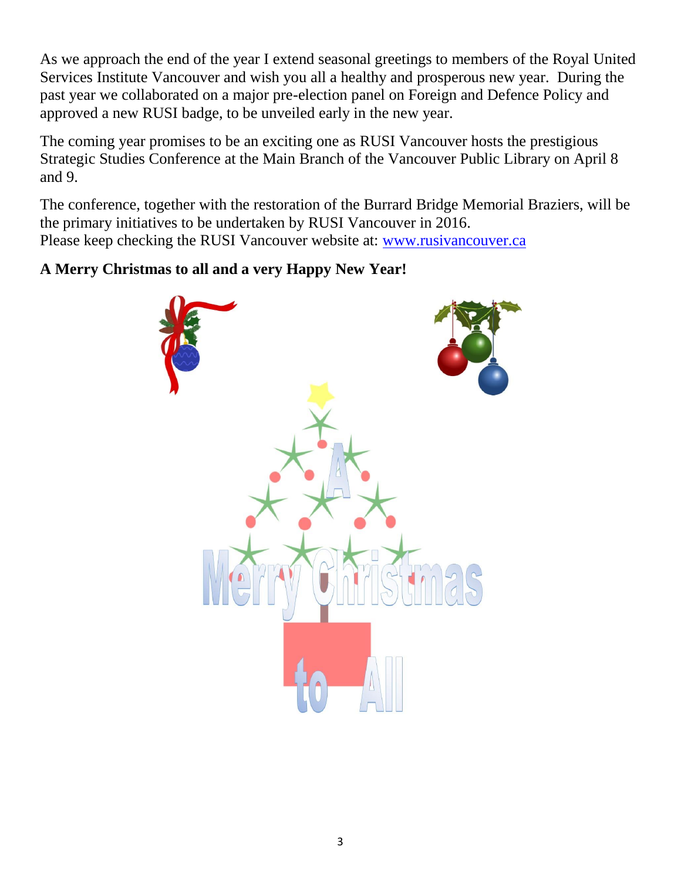As we approach the end of the year I extend seasonal greetings to members of the Royal United Services Institute Vancouver and wish you all a healthy and prosperous new year. During the past year we collaborated on a major pre-election panel on Foreign and Defence Policy and approved a new RUSI badge, to be unveiled early in the new year.

The coming year promises to be an exciting one as RUSI Vancouver hosts the prestigious Strategic Studies Conference at the Main Branch of the Vancouver Public Library on April 8 and 9.

The conference, together with the restoration of the Burrard Bridge Memorial Braziers, will be the primary initiatives to be undertaken by RUSI Vancouver in 2016.
Please keep checking the RUSI Vancouver website at: [www.rusivancouver.ca](http://www.rusivancouver.ca)

**A Merry Christmas to all and a very Happy New Year!**

A Merry Christmas to All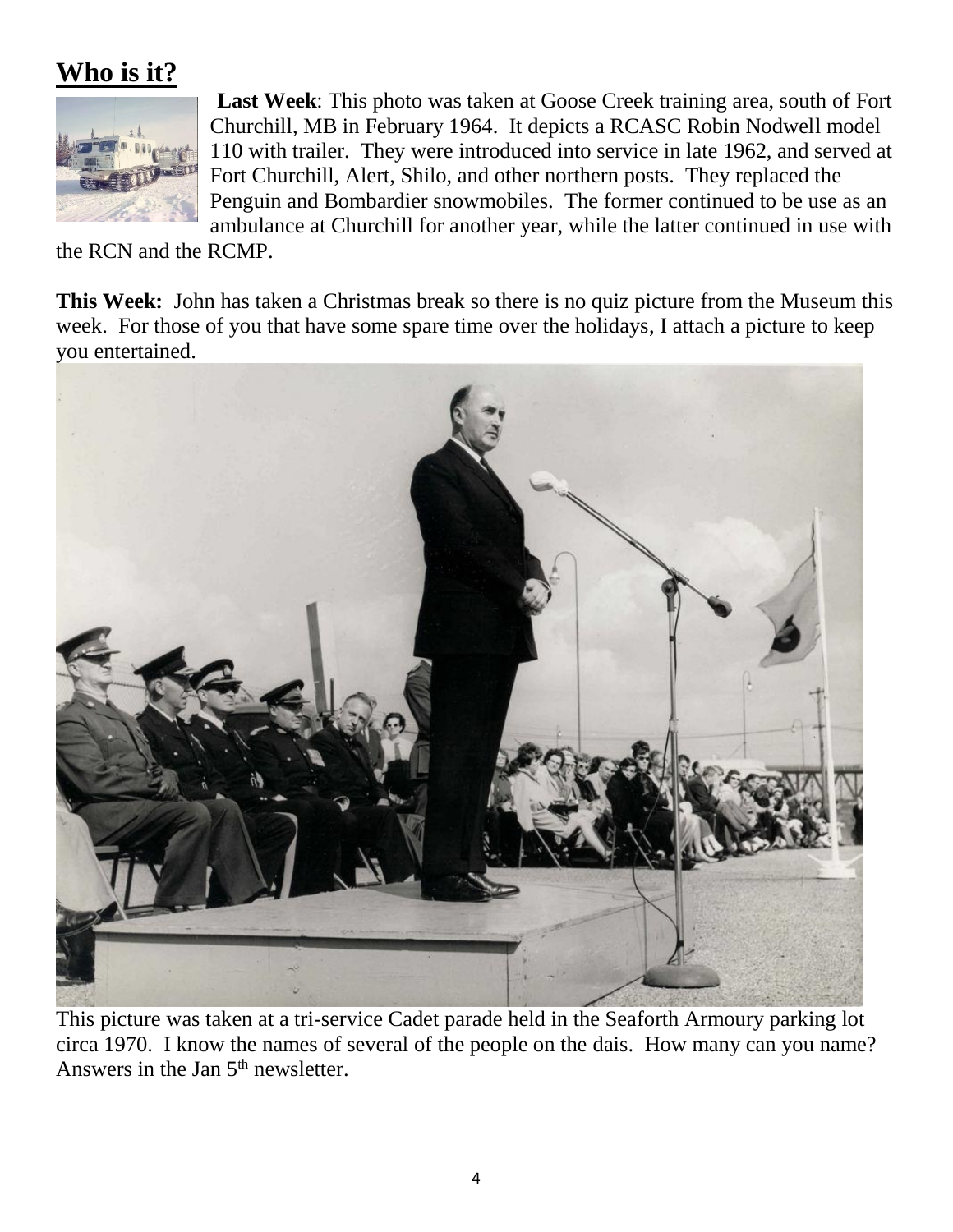## Who is it?

**Last Week**: This photo was taken at Goose Creek training area, south of Fort Churchill, MB in February 1964. It depicts a RCASC Robin Nodwell model 110 with trailer. They were introduced into service in late 1962, and served at Fort Churchill, Alert, Shilo, and other northern posts. They replaced the Penguin and Bombardier snowmobiles. The former continued to be use as an ambulance at Churchill for another year, while the latter continued in use with the RCN and the RCMP.

**This Week:** John has taken a Christmas break so there is no quiz picture from the Museum this week. For those of you that have some spare time over the holidays, I attach a picture to keep you entertained.

This picture was taken at a tri-service Cadet parade held in the Seaforth Armoury parking lot circa 1970. I know the names of several of the people on the dais. How many can you name? Answers in the Jan 5th newsletter.